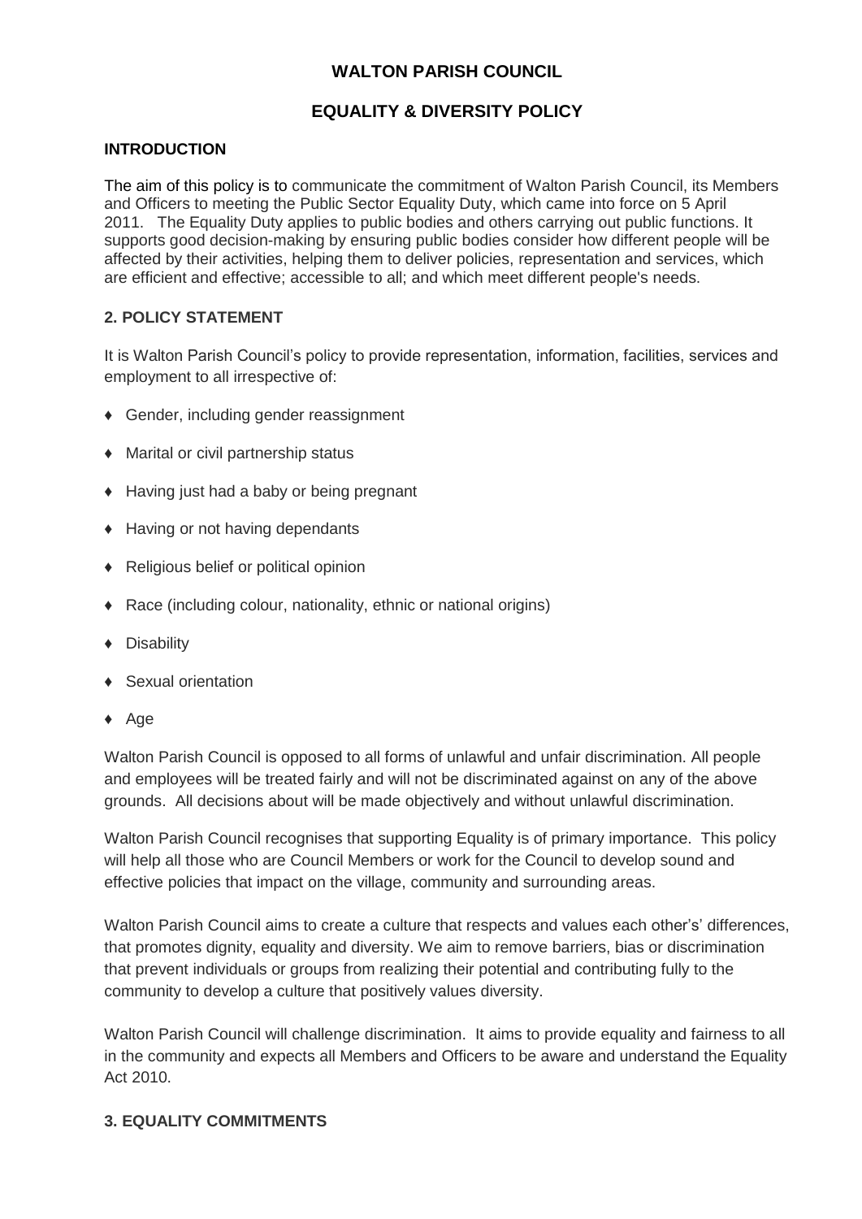# WALTON PARISH COUNCIL

## EQUALITY & DIVERSITY POLICY

### INTRODUCTION

The aim of this policy is to communicate the commitment of Walton Parish Council, its Members and Officers to meeting the Public Sector Equality Duty, which came into force on 5 April 2011. The Equality Duty applies to public bodies and others carrying out public functions. It supports good decision-making by ensuring public bodies consider how different people will be affected by their activities, helping them to deliver policies, representation and services, which are efficient and effective; accessible to all; and which meet different people's needs.

### 2. POLICY STATEMENT

It is Walton Parish Council's policy to provide representation, information, facilities, services and employment to all irrespective of:

- Gender, including gender reassignment
- Marital or civil partnership status
- Having just had a baby or being pregnant
- Having or not having dependants
- Religious belief or political opinion
- Race (including colour, nationality, ethnic or national origins)
- Disability
- Sexual orientation
- Age

Walton Parish Council is opposed to all forms of unlawful and unfair discrimination. All people and employees will be treated fairly and will not be discriminated against on any of the above grounds. All decisions about will be made objectively and without unlawful discrimination.

Walton Parish Council recognises that supporting Equality is of primary importance. This policy will help all those who are Council Members or work for the Council to develop sound and effective policies that impact on the village, community and surrounding areas.

Walton Parish Council aims to create a culture that respects and values each other's' differences, that promotes dignity, equality and diversity. We aim to remove barriers, bias or discrimination that prevent individuals or groups from realizing their potential and contributing fully to the community to develop a culture that positively values diversity.

Walton Parish Council will challenge discrimination. It aims to provide equality and fairness to all in the community and expects all Members and Officers to be aware and understand the Equality Act 2010.

### 3. EQUALITY COMMITMENTS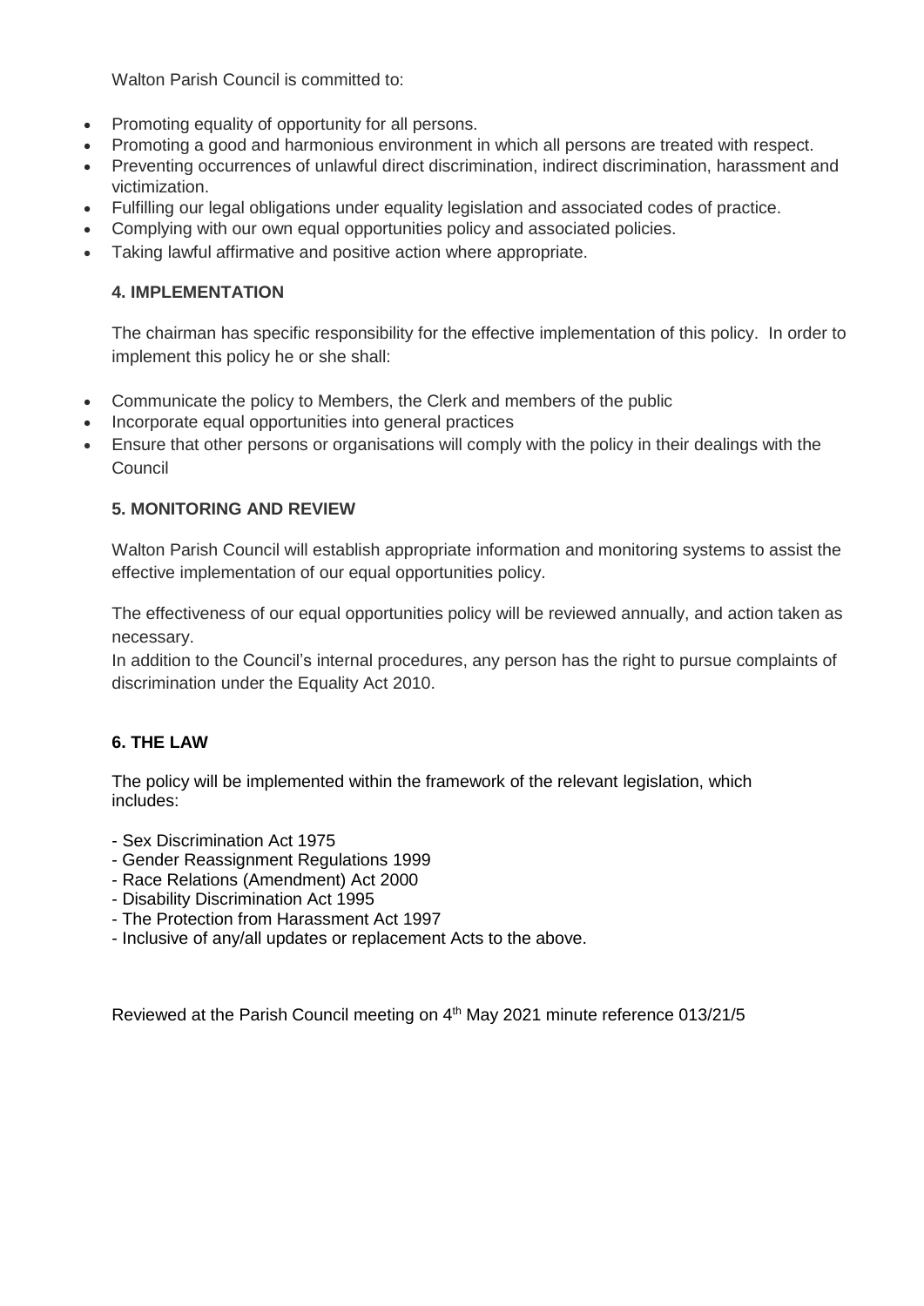Walton Parish Council is committed to:

- Promoting equality of opportunity for all persons.
- Promoting a good and harmonious environment in which all persons are treated with respect.
- Preventing occurrences of unlawful direct discrimination, indirect discrimination, harassment and victimization.
- Fulfilling our legal obligations under equality legislation and associated codes of practice.
- Complying with our own equal opportunities policy and associated policies.
- Taking lawful affirmative and positive action where appropriate.

### 4. IMPLEMENTATION

The chairman has specific responsibility for the effective implementation of this policy. In order to implement this policy he or she shall:

- Communicate the policy to Members, the Clerk and members of the public
- Incorporate equal opportunities into general practices
- Ensure that other persons or organisations will comply with the policy in their dealings with the Council

### 5. MONITORING AND REVIEW

Walton Parish Council will establish appropriate information and monitoring systems to assist the effective implementation of our equal opportunities policy.

The effectiveness of our equal opportunities policy will be reviewed annually, and action taken as necessary.

In addition to the Council's internal procedures, any person has the right to pursue complaints of discrimination under the Equality Act 2010.

### 6. THE LAW

The policy will be implemented within the framework of the relevant legislation, which includes:

- Sex Discrimination Act 1975
- Gender Reassignment Regulations 1999
- Race Relations (Amendment) Act 2000
- Disability Discrimination Act 1995
- The Protection from Harassment Act 1997
- Inclusive of any/all updates or replacement Acts to the above.

Reviewed at the Parish Council meeting on 4th May 2021 minute reference 013/21/5